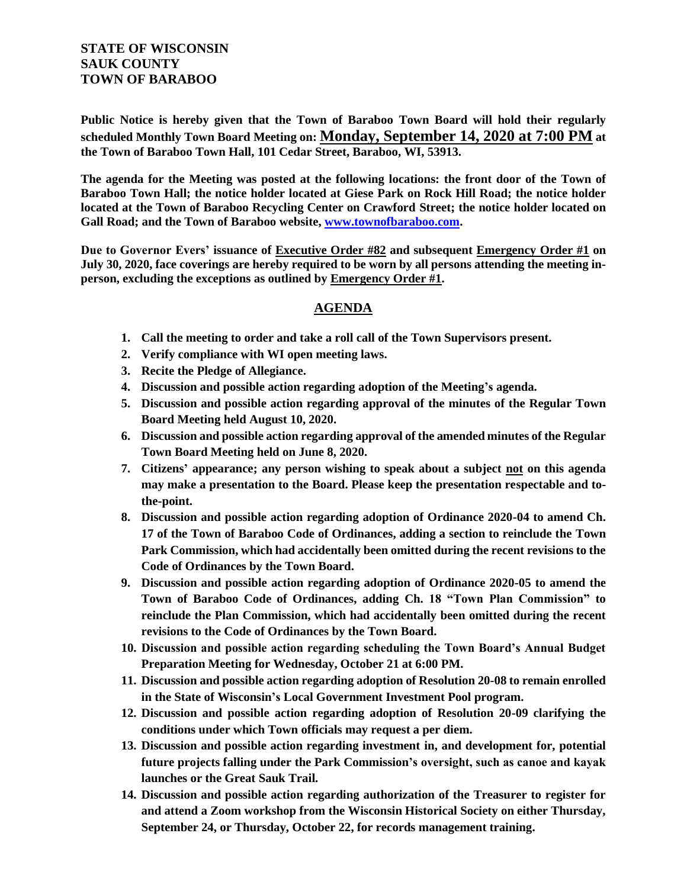**STATE OF WISCONSIN**
**SAUK COUNTY**
**TOWN OF BARABOO**

**Public Notice is hereby given that the Town of Baraboo Town Board will hold their regularly scheduled Monthly Town Board Meeting on: <u>Monday, September 14, 2020 at 7:00 PM</u> at the Town of Baraboo Town Hall, 101 Cedar Street, Baraboo, WI, 53913.**

**The agenda for the Meeting was posted at the following locations: the front door of the Town of Baraboo Town Hall; the notice holder located at Giese Park on Rock Hill Road; the notice holder located at the Town of Baraboo Recycling Center on Crawford Street; the notice holder located on Gall Road; and the Town of Baraboo website, [www.townofbaraboo.com](http://www.townofbaraboo.com).**

**Due to Governor Evers' issuance of <u>Executive Order #82</u> and subsequent <u>Emergency Order #1</u> on July 30, 2020, face coverings are hereby required to be worn by all persons attending the meeting in-person, excluding the exceptions as outlined by <u>Emergency Order #1</u>.**

## AGENDA

1. **Call the meeting to order and take a roll call of the Town Supervisors present.**
2. **Verify compliance with WI open meeting laws.**
3. **Recite the Pledge of Allegiance.**
4. **Discussion and possible action regarding adoption of the Meeting's agenda.**
5. **Discussion and possible action regarding approval of the minutes of the Regular Town Board Meeting held August 10, 2020.**
6. **Discussion and possible action regarding approval of the amended minutes of the Regular Town Board Meeting held on June 8, 2020.**
7. **Citizens' appearance; any person wishing to speak about a subject <u>not</u> on this agenda may make a presentation to the Board. Please keep the presentation respectable and to-the-point.**
8. **Discussion and possible action regarding adoption of Ordinance 2020-04 to amend Ch. 17 of the Town of Baraboo Code of Ordinances, adding a section to reinclude the Town Park Commission, which had accidentally been omitted during the recent revisions to the Code of Ordinances by the Town Board.**
9. **Discussion and possible action regarding adoption of Ordinance 2020-05 to amend the Town of Baraboo Code of Ordinances, adding Ch. 18 "Town Plan Commission" to reinclude the Plan Commission, which had accidentally been omitted during the recent revisions to the Code of Ordinances by the Town Board.**
10. **Discussion and possible action regarding scheduling the Town Board's Annual Budget Preparation Meeting for Wednesday, October 21 at 6:00 PM.**
11. **Discussion and possible action regarding adoption of Resolution 20-08 to remain enrolled in the State of Wisconsin's Local Government Investment Pool program.**
12. **Discussion and possible action regarding adoption of Resolution 20-09 clarifying the conditions under which Town officials may request a per diem.**
13. **Discussion and possible action regarding investment in, and development for, potential future projects falling under the Park Commission's oversight, such as canoe and kayak launches or the Great Sauk Trail.**
14. **Discussion and possible action regarding authorization of the Treasurer to register for and attend a Zoom workshop from the Wisconsin Historical Society on either Thursday, September 24, or Thursday, October 22, for records management training.**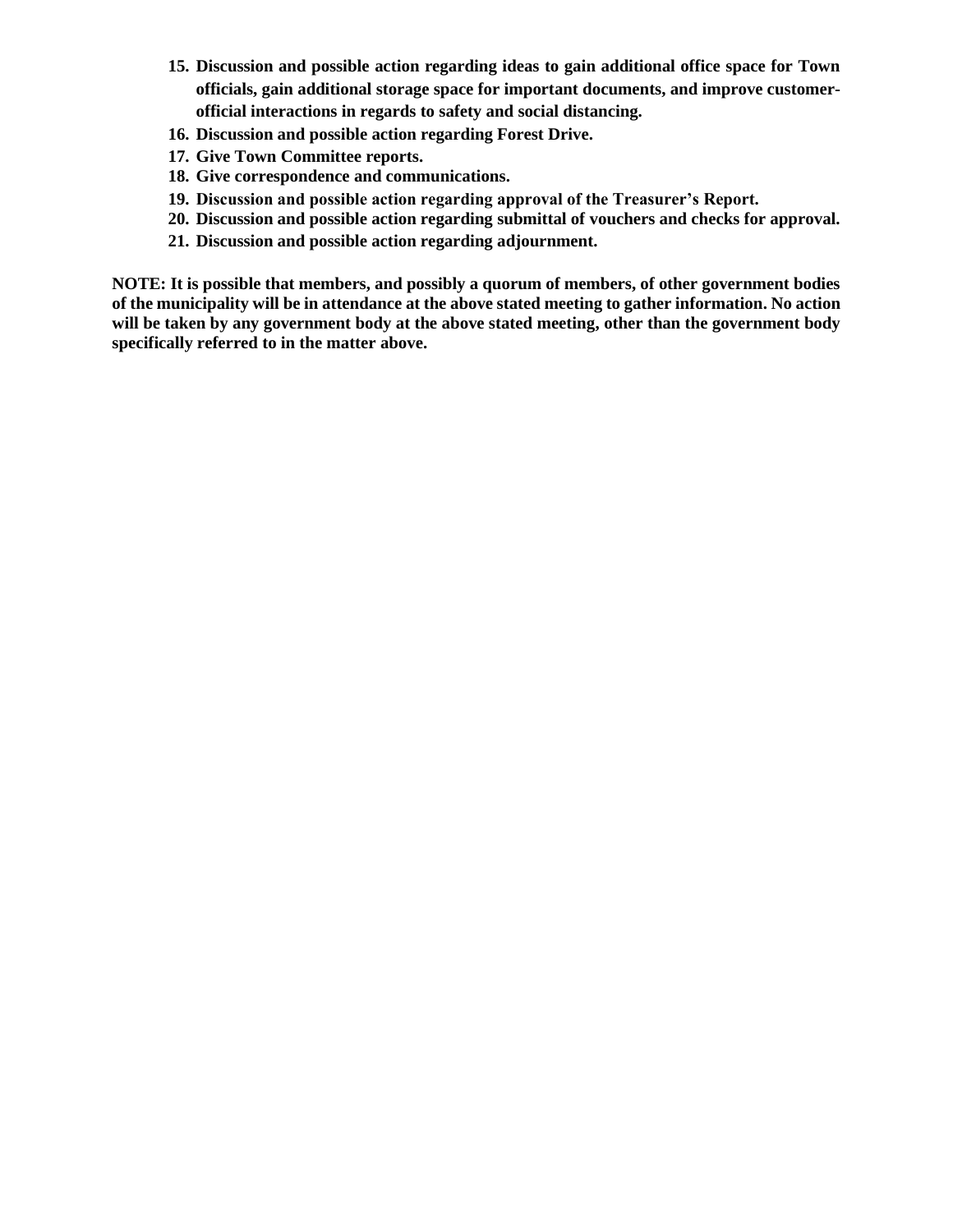15. **Discussion and possible action regarding ideas to gain additional office space for Town officials, gain additional storage space for important documents, and improve customer-official interactions in regards to safety and social distancing.**
16. **Discussion and possible action regarding Forest Drive.**
17. **Give Town Committee reports.**
18. **Give correspondence and communications.**
19. **Discussion and possible action regarding approval of the Treasurer's Report.**
20. **Discussion and possible action regarding submittal of vouchers and checks for approval.**
21. **Discussion and possible action regarding adjournment.**

**NOTE: It is possible that members, and possibly a quorum of members, of other government bodies of the municipality will be in attendance at the above stated meeting to gather information. No action will be taken by any government body at the above stated meeting, other than the government body specifically referred to in the matter above.**